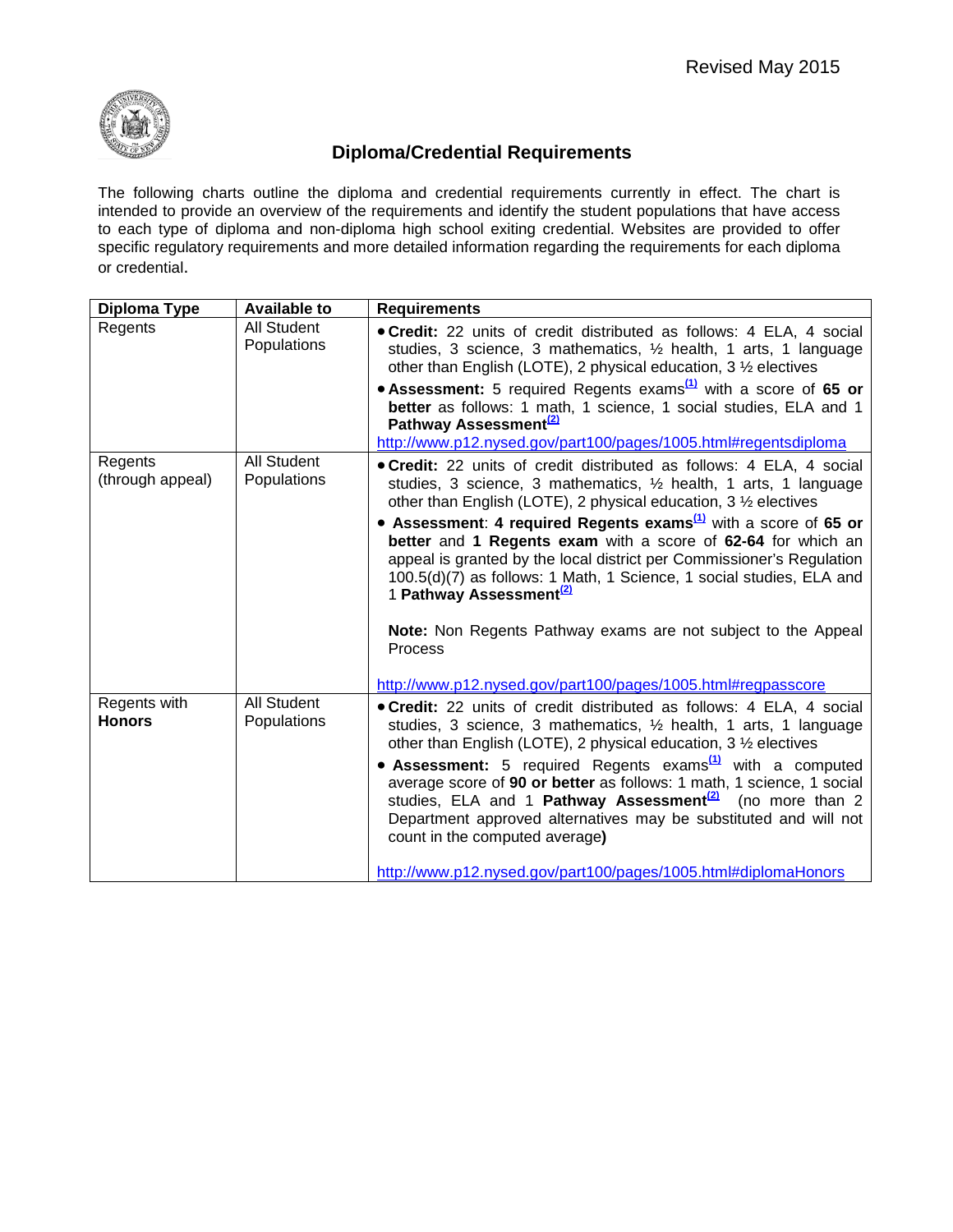Revised May 2015

# Diploma/Credential Requirements

The following charts outline the diploma and credential requirements currently in effect. The chart is intended to provide an overview of the requirements and identify the student populations that have access to each type of diploma and non-diploma high school exiting credential. Websites are provided to offer specific regulatory requirements and more detailed information regarding the requirements for each diploma or credential.

| Diploma Type | Available to | Requirements |
|---|---|---|
| Regents | All Student Populations | • **Credit:** 22 units of credit distributed as follows: 4 ELA, 4 social studies, 3 science, 3 mathematics, ½ health, 1 arts, 1 language other than English (LOTE), 2 physical education, 3 ½ electives<br>• **Assessment:** 5 required Regents exams[(1)] with a score of **65 or better** as follows: 1 math, 1 science, 1 social studies, ELA and 1 **Pathway Assessment**[(2)]<br>http://www.p12.nysed.gov/part100/pages/1005.html#regentsdiploma |
| Regents (through appeal) | All Student Populations | • **Credit:** 22 units of credit distributed as follows: 4 ELA, 4 social studies, 3 science, 3 mathematics, ½ health, 1 arts, 1 language other than English (LOTE), 2 physical education, 3 ½ electives<br>• **Assessment**: **4 required Regents exams**[(1)] with a score of **65 or better** and **1 Regents exam** with a score of **62-64** for which an appeal is granted by the local district per Commissioner's Regulation 100.5(d)(7) as follows: 1 Math, 1 Science, 1 social studies, ELA and 1 **Pathway Assessment**[(2)]<br><br>**Note:** Non Regents Pathway exams are not subject to the Appeal Process<br><br>http://www.p12.nysed.gov/part100/pages/1005.html#regpasscore |
| Regents with **Honors** | All Student Populations | • **Credit:** 22 units of credit distributed as follows: 4 ELA, 4 social studies, 3 science, 3 mathematics, ½ health, 1 arts, 1 language other than English (LOTE), 2 physical education, 3 ½ electives<br>• **Assessment:** 5 required Regents exams[(1)] with a computed average score of **90 or better** as follows: 1 math, 1 science, 1 social studies, ELA and 1 **Pathway Assessment**[(2)] (no more than 2 Department approved alternatives may be substituted and will not count in the computed average**)**<br><br>http://www.p12.nysed.gov/part100/pages/1005.html#diplomaHonors |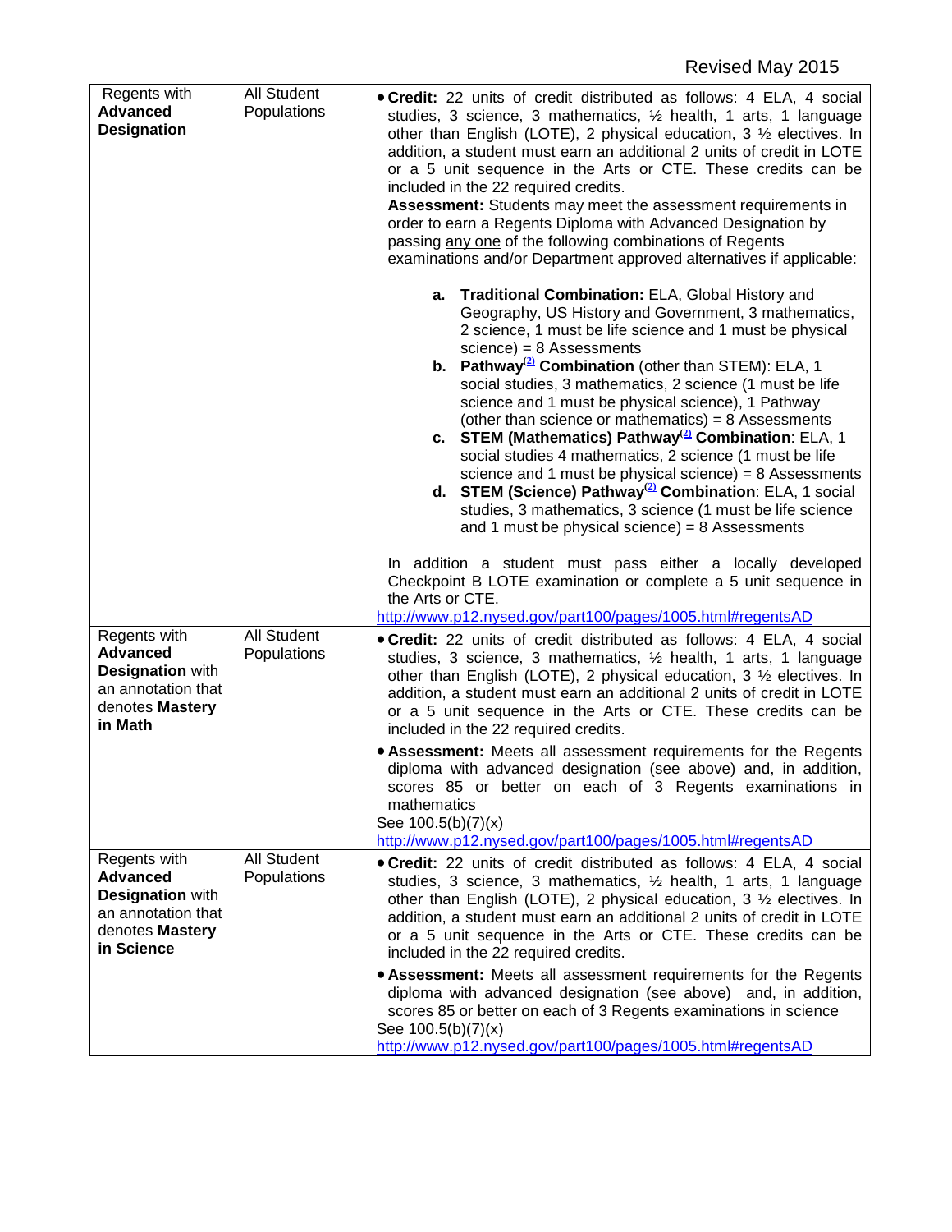Revised May 2015

| | | |
|---|---|---|
| Regents with **Advanced Designation** | All Student Populations | • **Credit:** 22 units of credit distributed as follows: 4 ELA, 4 social studies, 3 science, 3 mathematics, ½ health, 1 arts, 1 language other than English (LOTE), 2 physical education, 3 ½ electives. In addition, a student must earn an additional 2 units of credit in LOTE or a 5 unit sequence in the Arts or CTE. These credits can be included in the 22 required credits.<br>**Assessment:** Students may meet the assessment requirements in order to earn a Regents Diploma with Advanced Designation by passing any one of the following combinations of Regents examinations and/or Department approved alternatives if applicable:<br>**a. Traditional Combination:** ELA, Global History and Geography, US History and Government, 3 mathematics, 2 science, 1 must be life science and 1 must be physical science) = 8 Assessments<br>**b. Pathway[(2)] Combination** (other than STEM): ELA, 1 social studies, 3 mathematics, 2 science (1 must be life science and 1 must be physical science), 1 Pathway (other than science or mathematics) = 8 Assessments<br>**c. STEM (Mathematics) Pathway[(2)] Combination**: ELA, 1 social studies 4 mathematics, 2 science (1 must be life science and 1 must be physical science) = 8 Assessments<br>**d. STEM (Science) Pathway[(2)] Combination**: ELA, 1 social studies, 3 mathematics, 3 science (1 must be life science and 1 must be physical science) = 8 Assessments<br>In addition a student must pass either a locally developed Checkpoint B LOTE examination or complete a 5 unit sequence in the Arts or CTE.<br>http://www.p12.nysed.gov/part100/pages/1005.html#regentsAD |
| Regents with **Advanced Designation** with an annotation that denotes **Mastery in Math** | All Student Populations | • **Credit:** 22 units of credit distributed as follows: 4 ELA, 4 social studies, 3 science, 3 mathematics, ½ health, 1 arts, 1 language other than English (LOTE), 2 physical education, 3 ½ electives. In addition, a student must earn an additional 2 units of credit in LOTE or a 5 unit sequence in the Arts or CTE. These credits can be included in the 22 required credits.<br>• **Assessment:** Meets all assessment requirements for the Regents diploma with advanced designation (see above) and, in addition, scores 85 or better on each of 3 Regents examinations in mathematics<br>See 100.5(b)(7)(x)<br>http://www.p12.nysed.gov/part100/pages/1005.html#regentsAD |
| Regents with **Advanced Designation** with an annotation that denotes **Mastery in Science** | All Student Populations | • **Credit:** 22 units of credit distributed as follows: 4 ELA, 4 social studies, 3 science, 3 mathematics, ½ health, 1 arts, 1 language other than English (LOTE), 2 physical education, 3 ½ electives. In addition, a student must earn an additional 2 units of credit in LOTE or a 5 unit sequence in the Arts or CTE. These credits can be included in the 22 required credits.<br>• **Assessment:** Meets all assessment requirements for the Regents diploma with advanced designation (see above) and, in addition, scores 85 or better on each of 3 Regents examinations in science<br>See 100.5(b)(7)(x)<br>http://www.p12.nysed.gov/part100/pages/1005.html#regentsAD |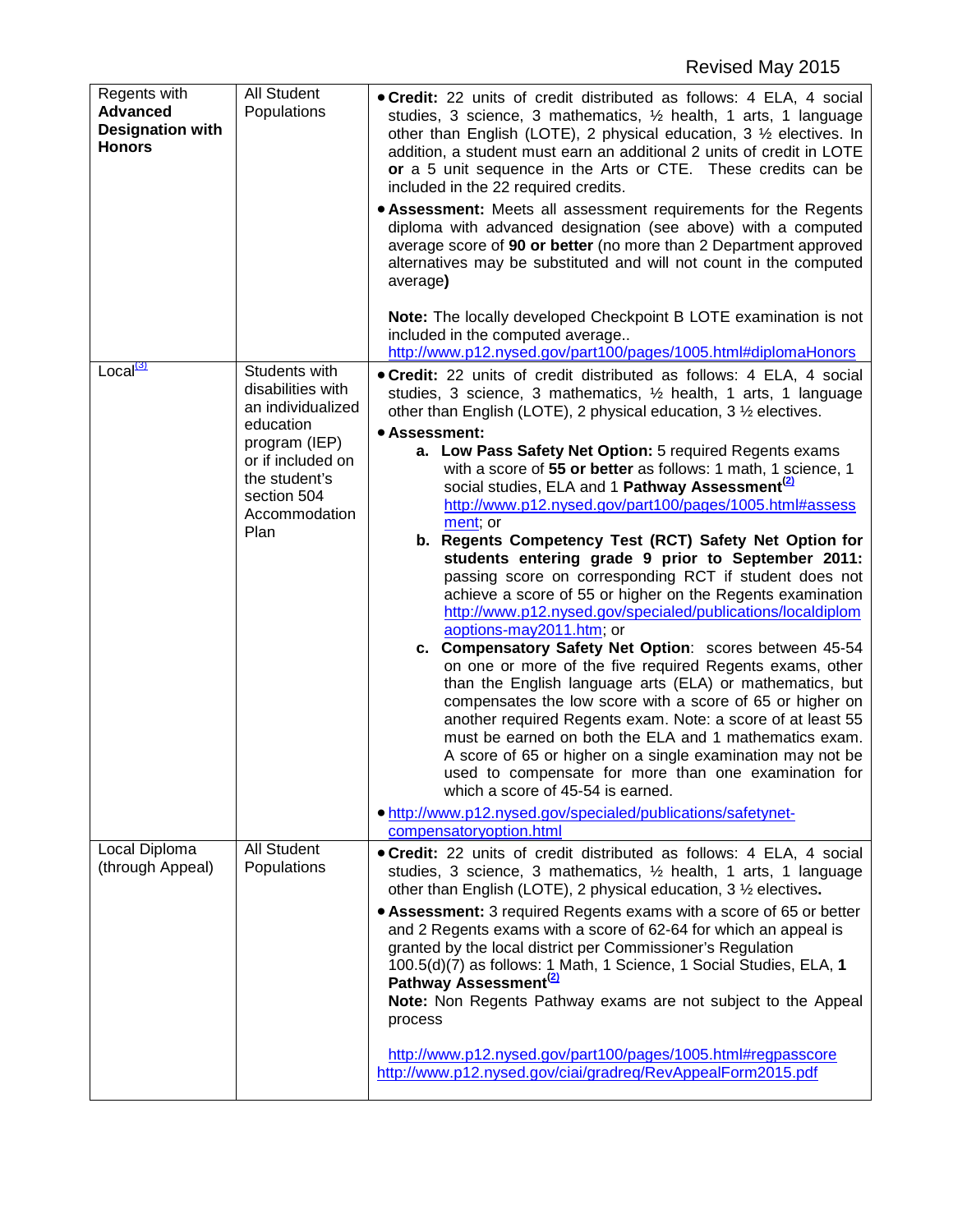Revised May 2015

| | | |
|---|---|---|
| Regents with **Advanced Designation with Honors** | All Student Populations | • **Credit:** 22 units of credit distributed as follows: 4 ELA, 4 social studies, 3 science, 3 mathematics, ½ health, 1 arts, 1 language other than English (LOTE), 2 physical education, 3 ½ electives. In addition, a student must earn an additional 2 units of credit in LOTE **or** a 5 unit sequence in the Arts or CTE. These credits can be included in the 22 required credits.<br>• **Assessment:** Meets all assessment requirements for the Regents diploma with advanced designation (see above) with a computed average score of **90 or better** (no more than 2 Department approved alternatives may be substituted and will not count in the computed average**)**<br><br>**Note:** The locally developed Checkpoint B LOTE examination is not included in the computed average..<br>http://www.p12.nysed.gov/part100/pages/1005.html#diplomaHonors |
| Local[3] | Students with disabilities with an individualized education program (IEP) or if included on the student's section 504 Accommodation Plan | • **Credit:** 22 units of credit distributed as follows: 4 ELA, 4 social studies, 3 science, 3 mathematics, ½ health, 1 arts, 1 language other than English (LOTE), 2 physical education, 3 ½ electives.<br>• **Assessment:**<br>**a. Low Pass Safety Net Option:** 5 required Regents exams with a score of **55 or better** as follows: 1 math, 1 science, 1 social studies, ELA and 1 **Pathway Assessment**[2] http://www.p12.nysed.gov/part100/pages/1005.html#assessment; or<br>**b. Regents Competency Test (RCT) Safety Net Option for students entering grade 9 prior to September 2011:** passing score on corresponding RCT if student does not achieve a score of 55 or higher on the Regents examination http://www.p12.nysed.gov/specialed/publications/localdiplomaoptions-may2011.htm; or<br>**c. Compensatory Safety Net Option**: scores between 45-54 on one or more of the five required Regents exams, other than the English language arts (ELA) or mathematics, but compensates the low score with a score of 65 or higher on another required Regents exam. Note: a score of at least 55 must be earned on both the ELA and 1 mathematics exam. A score of 65 or higher on a single examination may not be used to compensate for more than one examination for which a score of 45-54 is earned.<br>• http://www.p12.nysed.gov/specialed/publications/safetynet-compensatoryoption.html |
| Local Diploma (through Appeal) | All Student Populations | • **Credit:** 22 units of credit distributed as follows: 4 ELA, 4 social studies, 3 science, 3 mathematics, ½ health, 1 arts, 1 language other than English (LOTE), 2 physical education, 3 ½ electives**.**<br>• **Assessment:** 3 required Regents exams with a score of 65 or better and 2 Regents exams with a score of 62-64 for which an appeal is granted by the local district per Commissioner's Regulation 100.5(d)(7) as follows: 1 Math, 1 Science, 1 Social Studies, ELA, **1 Pathway Assessment**[2]<br>**Note:** Non Regents Pathway exams are not subject to the Appeal process<br><br>http://www.p12.nysed.gov/part100/pages/1005.html#regpasscore<br>http://www.p12.nysed.gov/ciai/gradreq/RevAppealForm2015.pdf |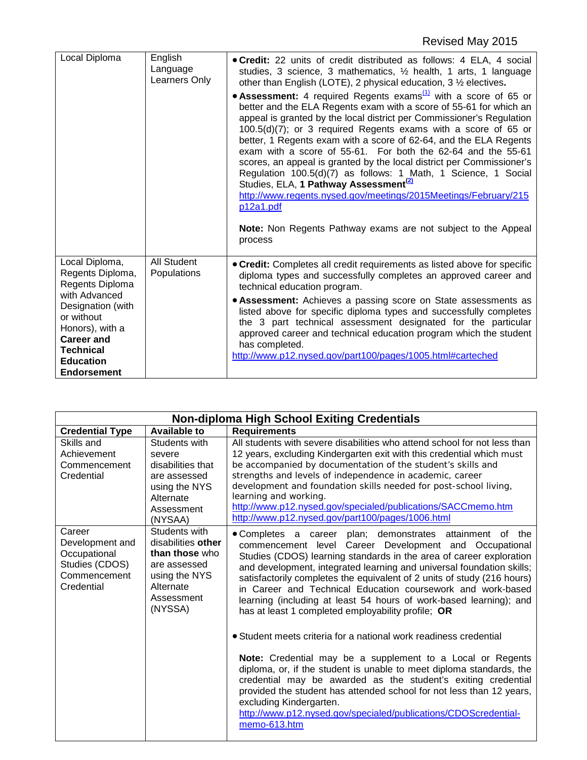Revised May 2015

| | | |
|---|---|---|
| Local Diploma | English Language Learners Only | • **Credit:** 22 units of credit distributed as follows: 4 ELA, 4 social studies, 3 science, 3 mathematics, ½ health, 1 arts, 1 language other than English (LOTE), 2 physical education, 3 ½ electives.<br>• **Assessment:** 4 required Regents exams[(1)] with a score of 65 or better and the ELA Regents exam with a score of 55-61 for which an appeal is granted by the local district per Commissioner's Regulation 100.5(d)(7); or 3 required Regents exams with a score of 65 or better, 1 Regents exam with a score of 62-64, and the ELA Regents exam with a score of 55-61. For both the 62-64 and the 55-61 scores, an appeal is granted by the local district per Commissioner's Regulation 100.5(d)(7) as follows: 1 Math, 1 Science, 1 Social Studies, ELA, **1 Pathway Assessment**[(2)] http://www.regents.nysed.gov/meetings/2015Meetings/February/215p12a1.pdf<br><br>**Note:** Non Regents Pathway exams are not subject to the Appeal process |
| Local Diploma, Regents Diploma, Regents Diploma with Advanced Designation (with or without Honors), with a **Career and Technical Education Endorsement** | All Student Populations | • **Credit:** Completes all credit requirements as listed above for specific diploma types and successfully completes an approved career and technical education program.<br>• **Assessment:** Achieves a passing score on State assessments as listed above for specific diploma types and successfully completes the 3 part technical assessment designated for the particular approved career and technical education program which the student has completed.<br>http://www.p12.nysed.gov/part100/pages/1005.html#carteched |

| **Non-diploma High School Exiting Credentials** | | |
|---|---|---|
| **Credential Type** | **Available to** | **Requirements** |
| Skills and Achievement Commencement Credential | Students with severe disabilities that are assessed using the NYS Alternate Assessment (NYSAA) | All students with severe disabilities who attend school for not less than 12 years, excluding Kindergarten exit with this credential which must be accompanied by documentation of the student's skills and strengths and levels of independence in academic, career development and foundation skills needed for post-school living, learning and working.<br>http://www.p12.nysed.gov/specialed/publications/SACCmemo.htm<br>http://www.p12.nysed.gov/part100/pages/1006.html |
| Career Development and Occupational Studies (CDOS) Commencement Credential | Students with disabilities **other than those** who are assessed using the NYS Alternate Assessment (NYSSA) | • Completes a career plan; demonstrates attainment of the commencement level Career Development and Occupational Studies (CDOS) learning standards in the area of career exploration and development, integrated learning and universal foundation skills; satisfactorily completes the equivalent of 2 units of study (216 hours) in Career and Technical Education coursework and work-based learning (including at least 54 hours of work-based learning); and has at least 1 completed employability profile; **OR**<br><br>• Student meets criteria for a national work readiness credential<br><br>**Note:** Credential may be a supplement to a Local or Regents diploma, or, if the student is unable to meet diploma standards, the credential may be awarded as the student's exiting credential provided the student has attended school for not less than 12 years, excluding Kindergarten.<br>http://www.p12.nysed.gov/specialed/publications/CDOScredential-memo-613.htm |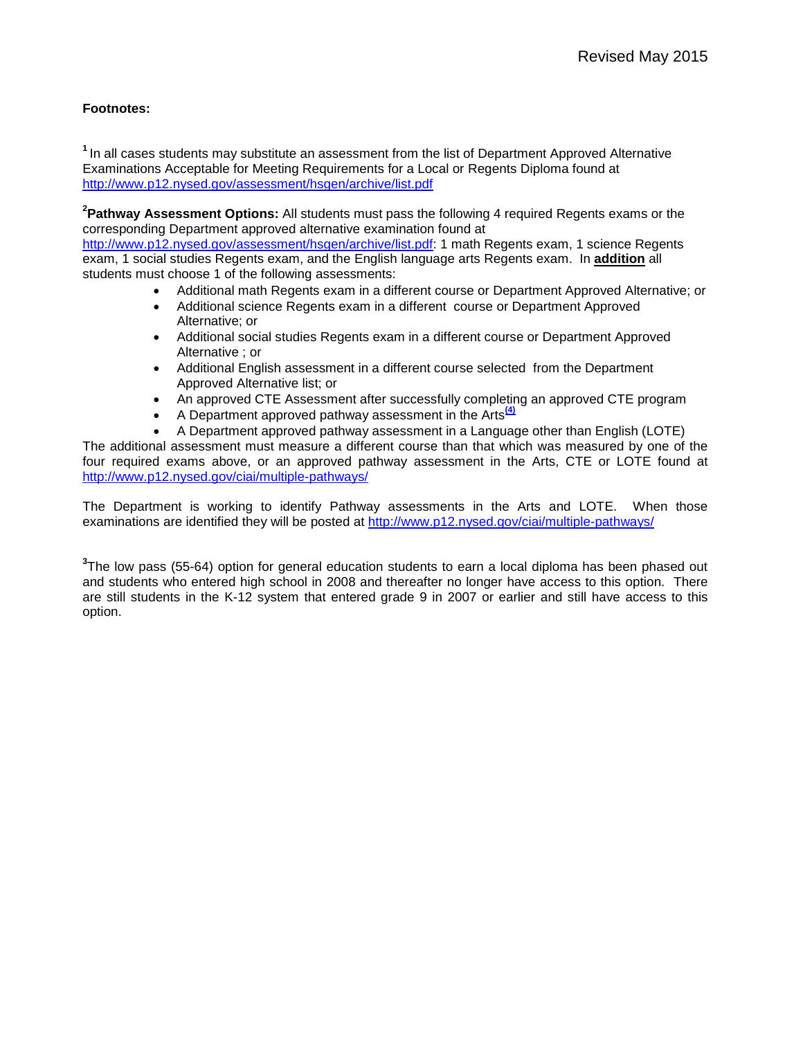**Footnotes:**

[1] In all cases students may substitute an assessment from the list of Department Approved Alternative Examinations Acceptable for Meeting Requirements for a Local or Regents Diploma found at http://www.p12.nysed.gov/assessment/hsgen/archive/list.pdf

[2]**Pathway Assessment Options:** All students must pass the following 4 required Regents exams or the corresponding Department approved alternative examination found at http://www.p12.nysed.gov/assessment/hsgen/archive/list.pdf: 1 math Regents exam, 1 science Regents exam, 1 social studies Regents exam, and the English language arts Regents exam. In **addition** all students must choose 1 of the following assessments:

- Additional math Regents exam in a different course or Department Approved Alternative; or
- Additional science Regents exam in a different course or Department Approved Alternative; or
- Additional social studies Regents exam in a different course or Department Approved Alternative ; or
- Additional English assessment in a different course selected from the Department Approved Alternative list; or
- An approved CTE Assessment after successfully completing an approved CTE program
- A Department approved pathway assessment in the Arts[(4)]
- A Department approved pathway assessment in a Language other than English (LOTE)

The additional assessment must measure a different course than that which was measured by one of the four required exams above, or an approved pathway assessment in the Arts, CTE or LOTE found at http://www.p12.nysed.gov/ciai/multiple-pathways/

The Department is working to identify Pathway assessments in the Arts and LOTE. When those examinations are identified they will be posted at http://www.p12.nysed.gov/ciai/multiple-pathways/

[3]The low pass (55-64) option for general education students to earn a local diploma has been phased out and students who entered high school in 2008 and thereafter no longer have access to this option. There are still students in the K-12 system that entered grade 9 in 2007 or earlier and still have access to this option.